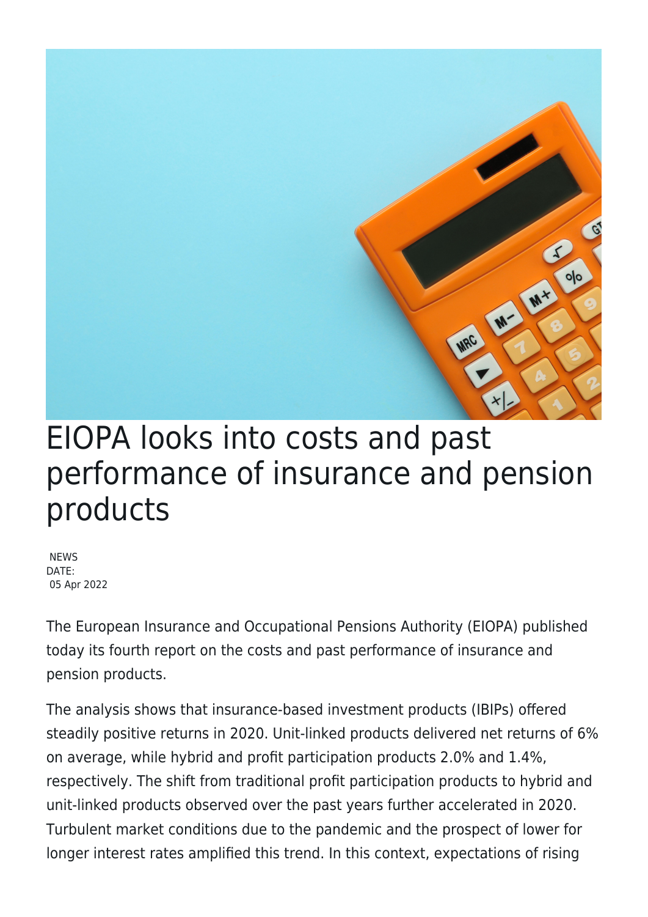# EIOPA looks into costs and past performance of insurance and pension products

NEWS
DATE:
05 Apr 2022

The European Insurance and Occupational Pensions Authority (EIOPA) published today its fourth report on the costs and past performance of insurance and pension products.

The analysis shows that insurance-based investment products (IBIPs) offered steadily positive returns in 2020. Unit-linked products delivered net returns of 6% on average, while hybrid and profit participation products 2.0% and 1.4%, respectively. The shift from traditional profit participation products to hybrid and unit-linked products observed over the past years further accelerated in 2020. Turbulent market conditions due to the pandemic and the prospect of lower for longer interest rates amplified this trend. In this context, expectations of rising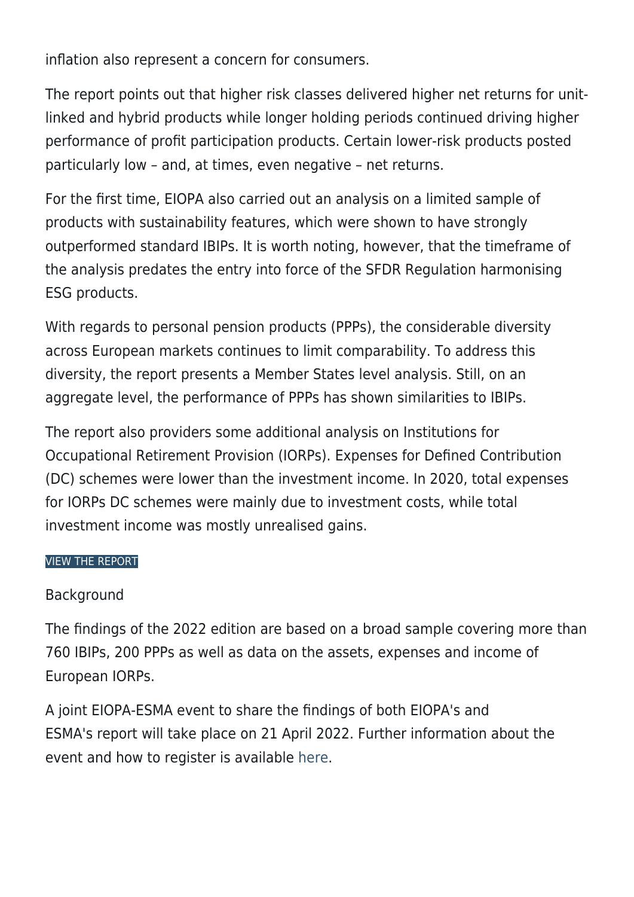inflation also represent a concern for consumers.

The report points out that higher risk classes delivered higher net returns for unit-linked and hybrid products while longer holding periods continued driving higher performance of profit participation products. Certain lower-risk products posted particularly low – and, at times, even negative – net returns.

For the first time, EIOPA also carried out an analysis on a limited sample of products with sustainability features, which were shown to have strongly outperformed standard IBIPs. It is worth noting, however, that the timeframe of the analysis predates the entry into force of the SFDR Regulation harmonising ESG products.

With regards to personal pension products (PPPs), the considerable diversity across European markets continues to limit comparability. To address this diversity, the report presents a Member States level analysis. Still, on an aggregate level, the performance of PPPs has shown similarities to IBIPs.

The report also providers some additional analysis on Institutions for Occupational Retirement Provision (IORPs). Expenses for Defined Contribution (DC) schemes were lower than the investment income. In 2020, total expenses for IORPs DC schemes were mainly due to investment costs, while total investment income was mostly unrealised gains.

VIEW THE REPORT

Background

The findings of the 2022 edition are based on a broad sample covering more than 760 IBIPs, 200 PPPs as well as data on the assets, expenses and income of European IORPs.

A joint EIOPA-ESMA event to share the findings of both EIOPA's and ESMA's report will take place on 21 April 2022. Further information about the event and how to register is available here.